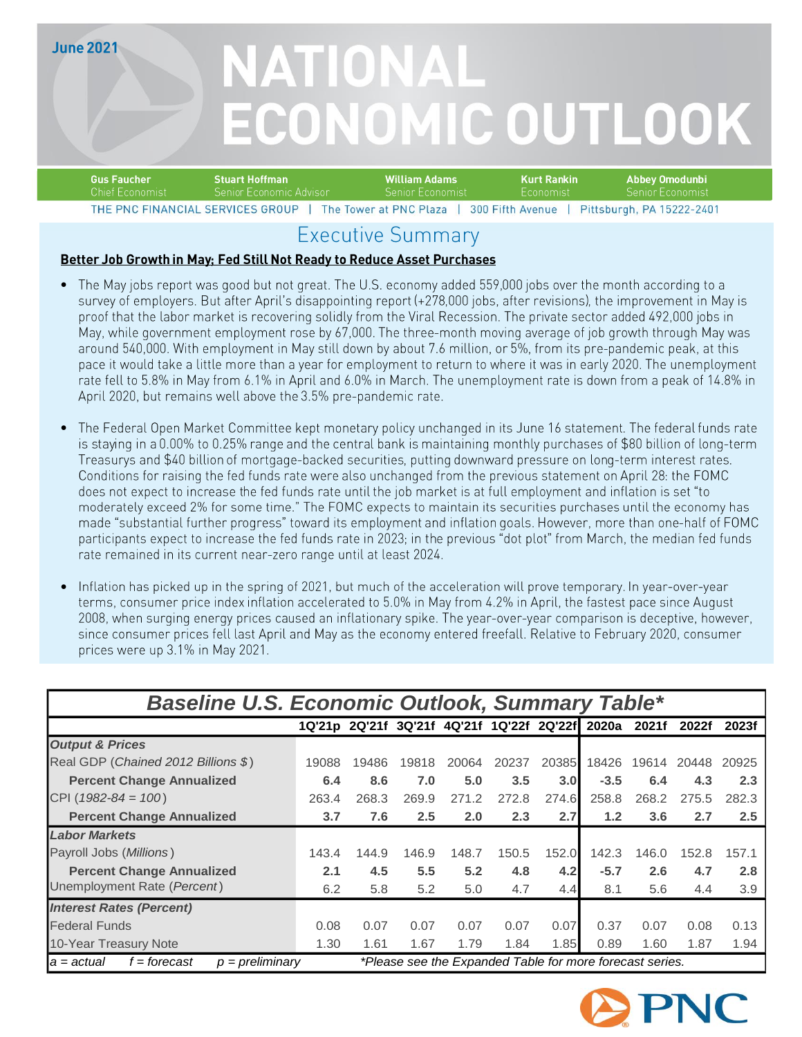June 2021

# NATIONAL ECONOMIC OUTLOOK

**Gus Faucher** Chief Economist | **Stuart Hoffman** Senior Economic Advisor | **William Adams** Senior Economist | **Kurt Rankin** Economist | **Abbey Omodunbi** Senior Economist

THE PNC FINANCIAL SERVICES GROUP | The Tower at PNC Plaza | 300 Fifth Avenue | Pittsburgh, PA 15222-2401

## Executive Summary

### Better Job Growth in May; Fed Still Not Ready to Reduce Asset Purchases

- The May jobs report was good but not great. The U.S. economy added 559,000 jobs over the month according to a survey of employers. But after April's disappointing report (+278,000 jobs, after revisions), the improvement in May is proof that the labor market is recovering solidly from the Viral Recession. The private sector added 492,000 jobs in May, while government employment rose by 67,000. The three-month moving average of job growth through May was around 540,000. With employment in May still down by about 7.6 million, or 5%, from its pre-pandemic peak, at this pace it would take a little more than a year for employment to return to where it was in early 2020. The unemployment rate fell to 5.8% in May from 6.1% in April and 6.0% in March. The unemployment rate is down from a peak of 14.8% in April 2020, but remains well above the 3.5% pre-pandemic rate.

- The Federal Open Market Committee kept monetary policy unchanged in its June 16 statement. The federal funds rate is staying in a 0.00% to 0.25% range and the central bank is maintaining monthly purchases of $80 billion of long-term Treasurys and $40 billion of mortgage-backed securities, putting downward pressure on long-term interest rates. Conditions for raising the fed funds rate were also unchanged from the previous statement on April 28: the FOMC does not expect to increase the fed funds rate until the job market is at full employment and inflation is set "to moderately exceed 2% for some time." The FOMC expects to maintain its securities purchases until the economy has made "substantial further progress" toward its employment and inflation goals. However, more than one-half of FOMC participants expect to increase the fed funds rate in 2023; in the previous "dot plot" from March, the median fed funds rate remained in its current near-zero range until at least 2024.

- Inflation has picked up in the spring of 2021, but much of the acceleration will prove temporary. In year-over-year terms, consumer price index inflation accelerated to 5.0% in May from 4.2% in April, the fastest pace since August 2008, when surging energy prices caused an inflationary spike. The year-over-year comparison is deceptive, however, since consumer prices fell last April and May as the economy entered freefall. Relative to February 2020, consumer prices were up 3.1% in May 2021.

### *Baseline U.S. Economic Outlook, Summary Table**

| | 1Q'21p | 2Q'21f | 3Q'21f | 4Q'21f | 1Q'22f | 2Q'22f | 2020a | 2021f | 2022f | 2023f |
|---|---|---|---|---|---|---|---|---|---|---|
| ***Output & Prices*** | | | | | | | | | | |
| Real GDP (*Chained 2012 Billions $*) | 19088 | 19486 | 19818 | 20064 | 20237 | 20385 | 18426 | 19614 | 20448 | 20925 |
| **Percent Change Annualized** | **6.4** | **8.6** | **7.0** | **5.0** | **3.5** | **3.0** | **-3.5** | **6.4** | **4.3** | **2.3** |
| CPI (*1982-84 = 100*) | 263.4 | 268.3 | 269.9 | 271.2 | 272.8 | 274.6 | 258.8 | 268.2 | 275.5 | 282.3 |
| **Percent Change Annualized** | **3.7** | **7.6** | **2.5** | **2.0** | **2.3** | **2.7** | **1.2** | **3.6** | **2.7** | **2.5** |
| ***Labor Markets*** | | | | | | | | | | |
| Payroll Jobs (*Millions*) | 143.4 | 144.9 | 146.9 | 148.7 | 150.5 | 152.0 | 142.3 | 146.0 | 152.8 | 157.1 |
| **Percent Change Annualized** | **2.1** | **4.5** | **5.5** | **5.2** | **4.8** | **4.2** | **-5.7** | **2.6** | **4.7** | **2.8** |
| Unemployment Rate (*Percent*) | 6.2 | 5.8 | 5.2 | 5.0 | 4.7 | 4.4 | 8.1 | 5.6 | 4.4 | 3.9 |
| ***Interest Rates (Percent)*** | | | | | | | | | | |
| Federal Funds | 0.08 | 0.07 | 0.07 | 0.07 | 0.07 | 0.07 | 0.37 | 0.07 | 0.08 | 0.13 |
| 10-Year Treasury Note | 1.30 | 1.61 | 1.67 | 1.79 | 1.84 | 1.85 | 0.89 | 1.60 | 1.87 | 1.94 |

*a = actual f = forecast p = preliminary* *\*Please see the Expanded Table for more forecast series.*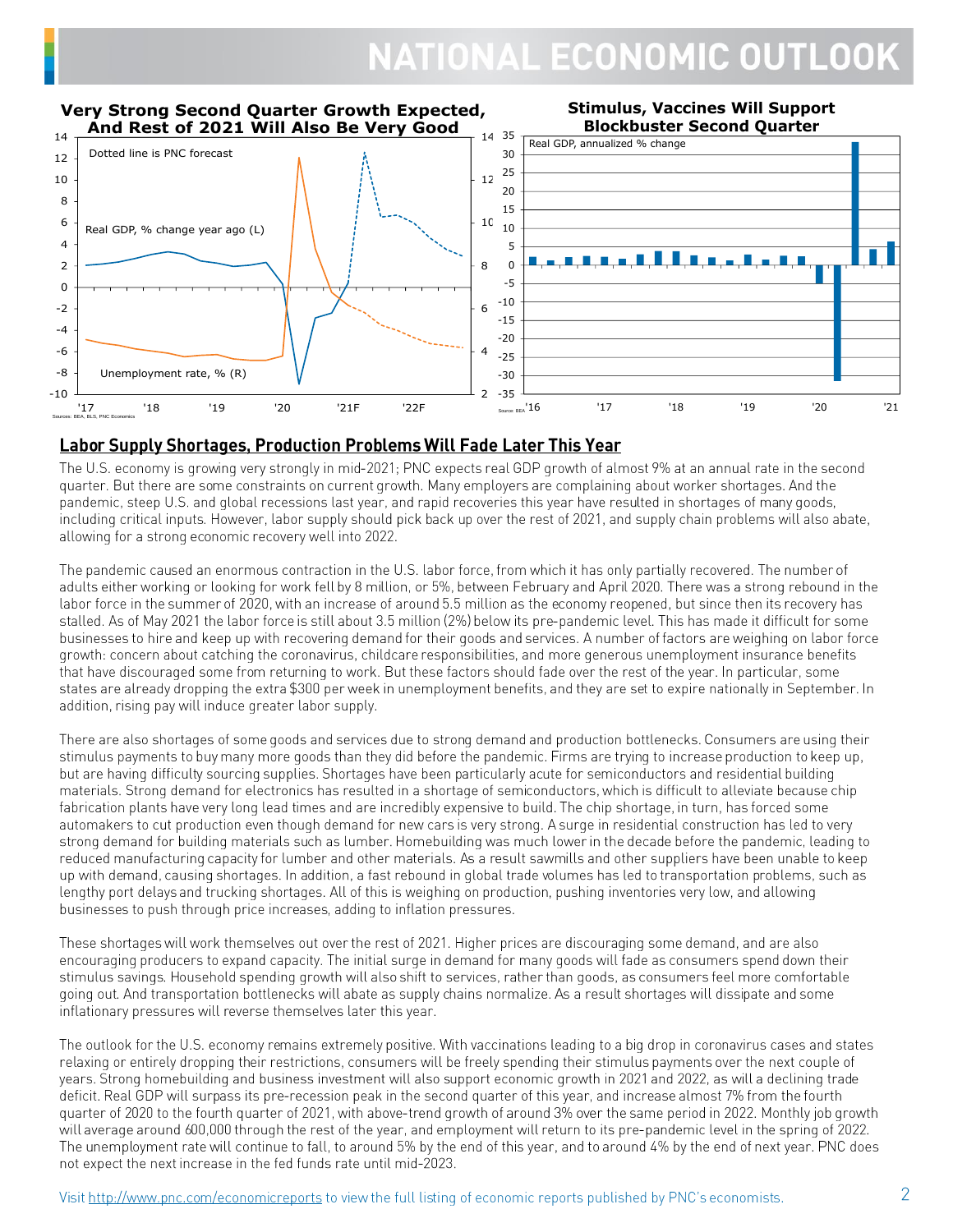## Very Strong Second Quarter Growth Expected, And Rest of 2021 Will Also Be Very Good

Dotted line is PNC forecast

Real GDP, % change year ago (L)

Unemployment rate, % (R)

Sources: BEA, BLS, PNC Economics

## Stimulus, Vaccines Will Support Blockbuster Second Quarter

Real GDP, annualized % change

Source: BEA

## Labor Supply Shortages, Production Problems Will Fade Later This Year

The U.S. economy is growing very strongly in mid-2021; PNC expects real GDP growth of almost 9% at an annual rate in the second quarter. But there are some constraints on current growth. Many employers are complaining about worker shortages. And the pandemic, steep U.S. and global recessions last year, and rapid recoveries this year have resulted in shortages of many goods, including critical inputs. However, labor supply should pick back up over the rest of 2021, and supply chain problems will also abate, allowing for a strong economic recovery well into 2022.

The pandemic caused an enormous contraction in the U.S. labor force, from which it has only partially recovered. The number of adults either working or looking for work fell by 8 million, or 5%, between February and April 2020. There was a strong rebound in the labor force in the summer of 2020, with an increase of around 5.5 million as the economy reopened, but since then its recovery has stalled. As of May 2021 the labor force is still about 3.5 million (2%) below its pre-pandemic level. This has made it difficult for some businesses to hire and keep up with recovering demand for their goods and services. A number of factors are weighing on labor force growth: concern about catching the coronavirus, childcare responsibilities, and more generous unemployment insurance benefits that have discouraged some from returning to work. But these factors should fade over the rest of the year. In particular, some states are already dropping the extra $300 per week in unemployment benefits, and they are set to expire nationally in September. In addition, rising pay will induce greater labor supply.

There are also shortages of some goods and services due to strong demand and production bottlenecks. Consumers are using their stimulus payments to buy many more goods than they did before the pandemic. Firms are trying to increase production to keep up, but are having difficulty sourcing supplies. Shortages have been particularly acute for semiconductors and residential building materials. Strong demand for electronics has resulted in a shortage of semiconductors, which is difficult to alleviate because chip fabrication plants have very long lead times and are incredibly expensive to build. The chip shortage, in turn, has forced some automakers to cut production even though demand for new cars is very strong. A surge in residential construction has led to very strong demand for building materials such as lumber. Homebuilding was much lower in the decade before the pandemic, leading to reduced manufacturing capacity for lumber and other materials. As a result sawmills and other suppliers have been unable to keep up with demand, causing shortages. In addition, a fast rebound in global trade volumes has led to transportation problems, such as lengthy port delays and trucking shortages. All of this is weighing on production, pushing inventories very low, and allowing businesses to push through price increases, adding to inflation pressures.

These shortages will work themselves out over the rest of 2021. Higher prices are discouraging some demand, and are also encouraging producers to expand capacity. The initial surge in demand for many goods will fade as consumers spend down their stimulus savings. Household spending growth will also shift to services, rather than goods, as consumers feel more comfortable going out. And transportation bottlenecks will abate as supply chains normalize. As a result shortages will dissipate and some inflationary pressures will reverse themselves later this year.

The outlook for the U.S. economy remains extremely positive. With vaccinations leading to a big drop in coronavirus cases and states relaxing or entirely dropping their restrictions, consumers will be freely spending their stimulus payments over the next couple of years. Strong homebuilding and business investment will also support economic growth in 2021 and 2022, as will a declining trade deficit. Real GDP will surpass its pre-recession peak in the second quarter of this year, and increase almost 7% from the fourth quarter of 2020 to the fourth quarter of 2021, with above-trend growth of around 3% over the same period in 2022. Monthly job growth will average around 600,000 through the rest of the year, and employment will return to its pre-pandemic level in the spring of 2022. The unemployment rate will continue to fall, to around 5% by the end of this year, and to around 4% by the end of next year. PNC does not expect the next increase in the fed funds rate until mid-2023.

Visit http://www.pnc.com/economicreports to view the full listing of economic reports published by PNC's economists.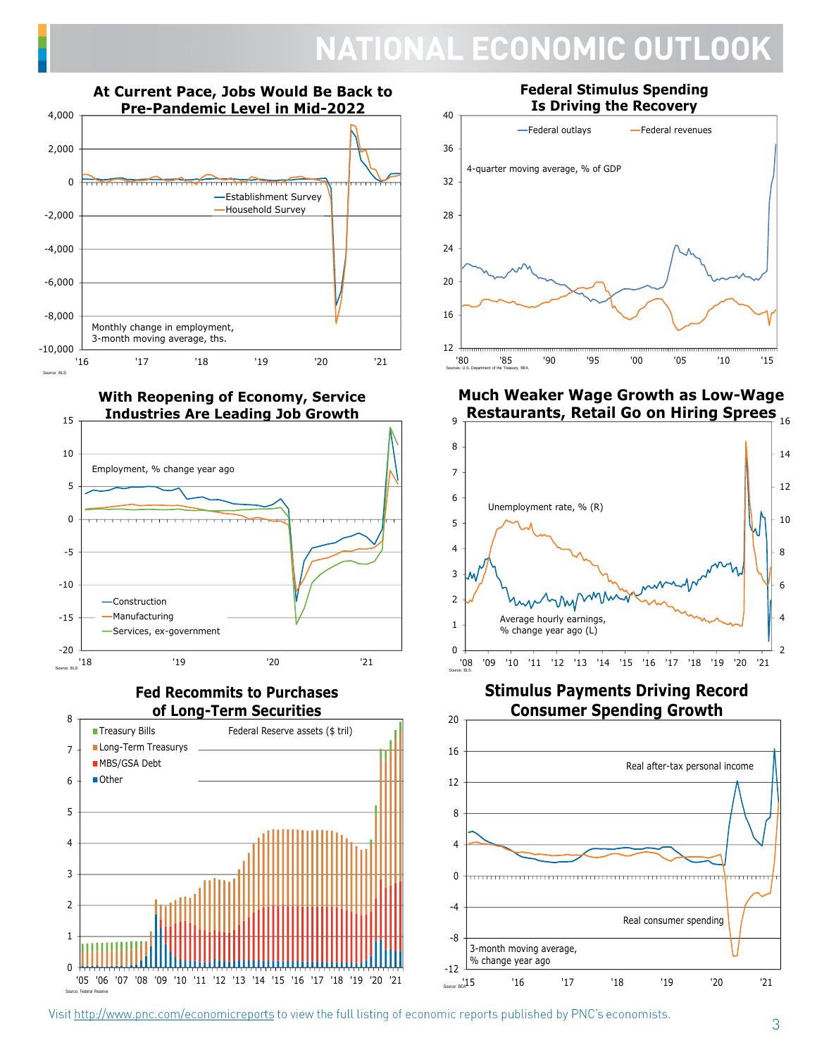# NATIONAL ECONOMIC OUTLOOK

## At Current Pace, Jobs Would Be Back to Pre-Pandemic Level in Mid-2022

Monthly change in employment, 3-month moving average, ths.

—Establishment Survey
—Household Survey

Source: BLS

## Federal Stimulus Spending Is Driving the Recovery

4-quarter moving average, % of GDP

—Federal outlays
—Federal revenues

Sources: U.S. Department of the Treasury, BEA

## With Reopening of Economy, Service Industries Are Leading Job Growth

Employment, % change year ago

—Construction
—Manufacturing
—Services, ex-government

Source: BLS

## Much Weaker Wage Growth as Low-Wage Restaurants, Retail Go on Hiring Sprees

Unemployment rate, % (R)

Average hourly earnings, % change year ago (L)

Source: BLS

## Fed Recommits to Purchases of Long-Term Securities

Federal Reserve assets ($ tril)

- Treasury Bills
- Long-Term Treasurys
- MBS/GSA Debt
- Other

Source: Federal Reserve

## Stimulus Payments Driving Record Consumer Spending Growth

Real after-tax personal income

Real consumer spending

3-month moving average, % change year ago

Source: BEA

Visit http://www.pnc.com/economicreports to view the full listing of economic reports published by PNC's economists.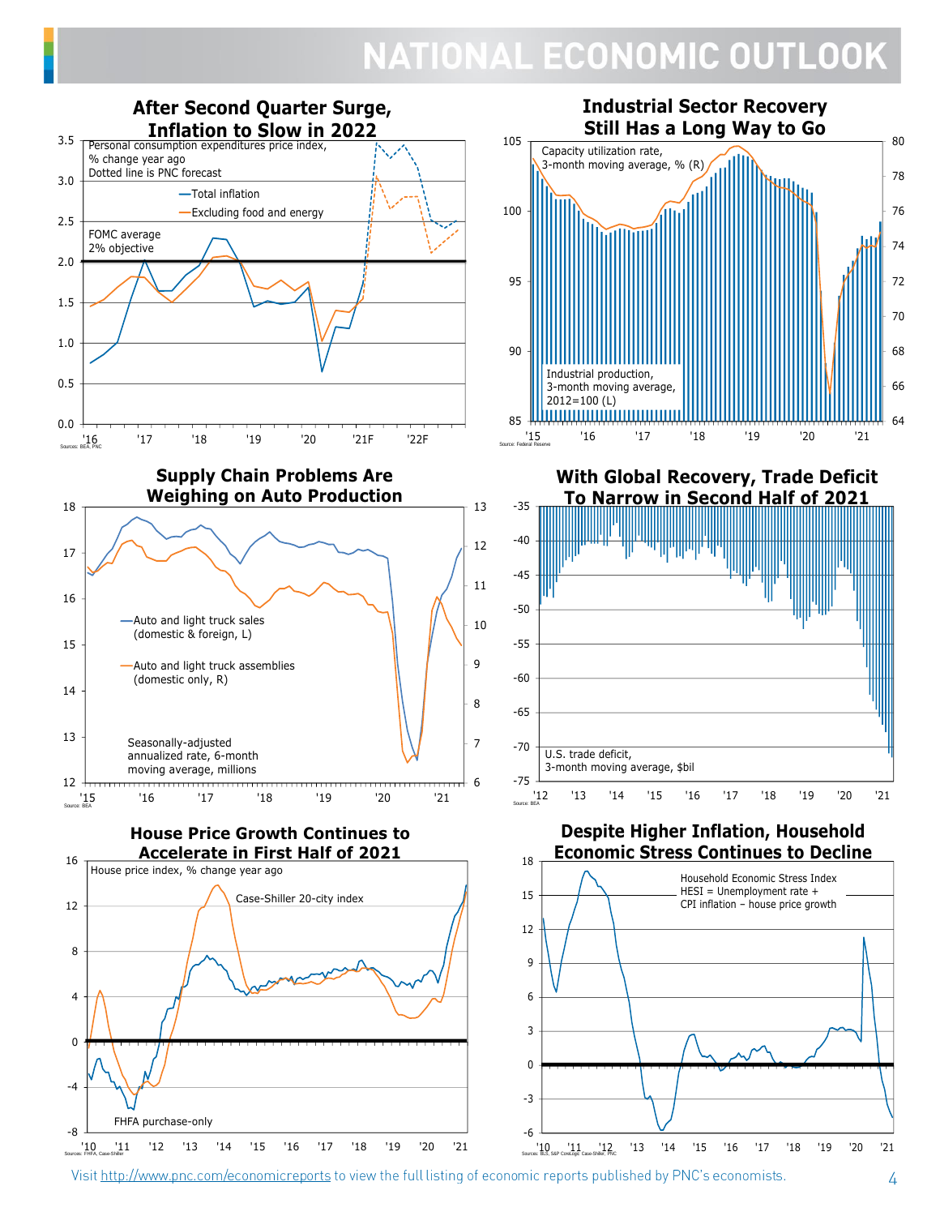## After Second Quarter Surge, Inflation to Slow in 2022

Personal consumption expenditures price index, % change year ago

Dotted line is PNC forecast

Total inflation

Excluding food and energy

FOMC average 2% objective

Sources: BEA, PNC

## Industrial Sector Recovery Still Has a Long Way to Go

Capacity utilization rate, 3-month moving average, % (R)

Industrial production, 3-month moving average, 2012=100 (L)

Source: Federal Reserve

## Supply Chain Problems Are Weighing on Auto Production

Auto and light truck sales (domestic & foreign, L)

Auto and light truck assemblies (domestic only, R)

Seasonally-adjusted annualized rate, 6-month moving average, millions

Source: BEA

## With Global Recovery, Trade Deficit To Narrow in Second Half of 2021

U.S. trade deficit, 3-month moving average, $bil

Source: BEA

## House Price Growth Continues to Accelerate in First Half of 2021

House price index, % change year ago

Case-Shiller 20-city index

FHFA purchase-only

Sources: FHFA, Case-Shiller

## Despite Higher Inflation, Household Economic Stress Continues to Decline

Household Economic Stress Index

HESI = Unemployment rate + CPI inflation – house price growth

Sources: BLS, S&P CoreLogic Case-Shiller, PNC

Visit http://www.pnc.com/economicreports to view the full listing of economic reports published by PNC's economists.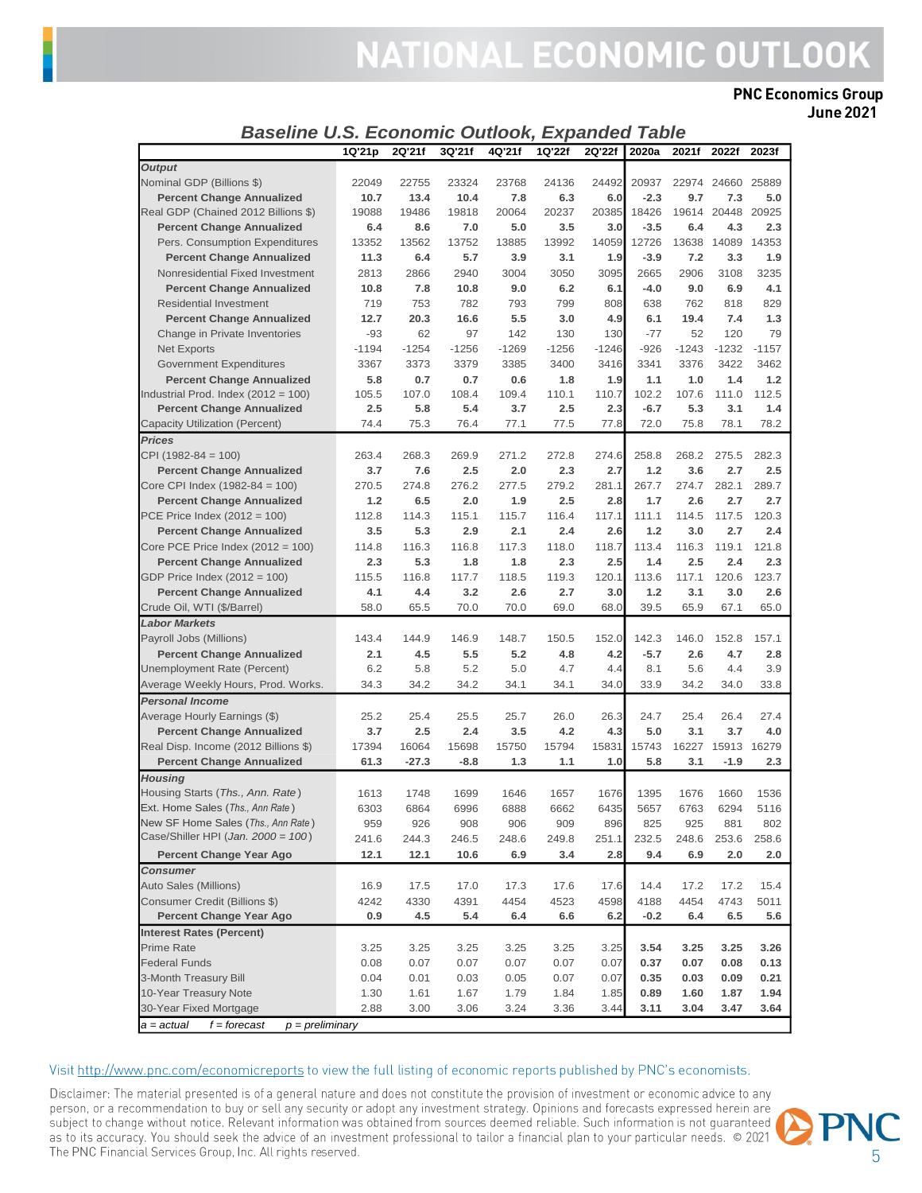# NATIONAL ECONOMIC OUTLOOK

**PNC Economics Group**
**June 2021**

## *Baseline U.S. Economic Outlook, Expanded Table*

| | 1Q'21p | 2Q'21f | 3Q'21f | 4Q'21f | 1Q'22f | 2Q'22f | 2020a | 2021f | 2022f | 2023f |
|---|---|---|---|---|---|---|---|---|---|---|
| ***Output*** | | | | | | | | | | |
| Nominal GDP (Billions $) | 22049 | 22755 | 23324 | 23768 | 24136 | 24492 | 20937 | 22974 | 24660 | 25889 |
| **Percent Change Annualized** | **10.7** | **13.4** | **10.4** | **7.8** | **6.3** | **6.0** | **-2.3** | **9.7** | **7.3** | **5.0** |
| Real GDP (Chained 2012 Billions $) | 19088 | 19486 | 19818 | 20064 | 20237 | 20385 | 18426 | 19614 | 20448 | 20925 |
| **Percent Change Annualized** | **6.4** | **8.6** | **7.0** | **5.0** | **3.5** | **3.0** | **-3.5** | **6.4** | **4.3** | **2.3** |
| Pers. Consumption Expenditures | 13352 | 13562 | 13752 | 13885 | 13992 | 14059 | 12726 | 13638 | 14089 | 14353 |
| **Percent Change Annualized** | **11.3** | **6.4** | **5.7** | **3.9** | **3.1** | **1.9** | **-3.9** | **7.2** | **3.3** | **1.9** |
| Nonresidential Fixed Investment | 2813 | 2866 | 2940 | 3004 | 3050 | 3095 | 2665 | 2906 | 3108 | 3235 |
| **Percent Change Annualized** | **10.8** | **7.8** | **10.8** | **9.0** | **6.2** | **6.1** | **-4.0** | **9.0** | **6.9** | **4.1** |
| Residential Investment | 719 | 753 | 782 | 793 | 799 | 808 | 638 | 762 | 818 | 829 |
| **Percent Change Annualized** | **12.7** | **20.3** | **16.6** | **5.5** | **3.0** | **4.9** | **6.1** | **19.4** | **7.4** | **1.3** |
| Change in Private Inventories | -93 | 62 | 97 | 142 | 130 | 130 | -77 | 52 | 120 | 79 |
| Net Exports | -1194 | -1254 | -1256 | -1269 | -1256 | -1246 | -926 | -1243 | -1232 | -1157 |
| Government Expenditures | 3367 | 3373 | 3379 | 3385 | 3400 | 3416 | 3341 | 3376 | 3422 | 3462 |
| **Percent Change Annualized** | **5.8** | **0.7** | **0.7** | **0.6** | **1.8** | **1.9** | **1.1** | **1.0** | **1.4** | **1.2** |
| Industrial Prod. Index (2012 = 100) | 105.5 | 107.0 | 108.4 | 109.4 | 110.1 | 110.7 | 102.2 | 107.6 | 111.0 | 112.5 |
| **Percent Change Annualized** | **2.5** | **5.8** | **5.4** | **3.7** | **2.5** | **2.3** | **-6.7** | **5.3** | **3.1** | **1.4** |
| Capacity Utilization (Percent) | 74.4 | 75.3 | 76.4 | 77.1 | 77.5 | 77.8 | 72.0 | 75.8 | 78.1 | 78.2 |
| ***Prices*** | | | | | | | | | | |
| CPI (1982-84 = 100) | 263.4 | 268.3 | 269.9 | 271.2 | 272.8 | 274.6 | 258.8 | 268.2 | 275.5 | 282.3 |
| **Percent Change Annualized** | **3.7** | **7.6** | **2.5** | **2.0** | **2.3** | **2.7** | **1.2** | **3.6** | **2.7** | **2.5** |
| Core CPI Index (1982-84 = 100) | 270.5 | 274.8 | 276.2 | 277.5 | 279.2 | 281.1 | 267.7 | 274.7 | 282.1 | 289.7 |
| **Percent Change Annualized** | **1.2** | **6.5** | **2.0** | **1.9** | **2.5** | **2.8** | **1.7** | **2.6** | **2.7** | **2.7** |
| PCE Price Index (2012 = 100) | 112.8 | 114.3 | 115.1 | 115.7 | 116.4 | 117.1 | 111.1 | 114.5 | 117.5 | 120.3 |
| **Percent Change Annualized** | **3.5** | **5.3** | **2.9** | **2.1** | **2.4** | **2.6** | **1.2** | **3.0** | **2.7** | **2.4** |
| Core PCE Price Index (2012 = 100) | 114.8 | 116.3 | 116.8 | 117.3 | 118.0 | 118.7 | 113.4 | 116.3 | 119.1 | 121.8 |
| **Percent Change Annualized** | **2.3** | **5.3** | **1.8** | **1.8** | **2.3** | **2.5** | **1.4** | **2.5** | **2.4** | **2.3** |
| GDP Price Index (2012 = 100) | 115.5 | 116.8 | 117.7 | 118.5 | 119.3 | 120.1 | 113.6 | 117.1 | 120.6 | 123.7 |
| **Percent Change Annualized** | **4.1** | **4.4** | **3.2** | **2.6** | **2.7** | **3.0** | **1.2** | **3.1** | **3.0** | **2.6** |
| Crude Oil, WTI ($/Barrel) | 58.0 | 65.5 | 70.0 | 70.0 | 69.0 | 68.0 | 39.5 | 65.9 | 67.1 | 65.0 |
| ***Labor Markets*** | | | | | | | | | | |
| Payroll Jobs (Millions) | 143.4 | 144.9 | 146.9 | 148.7 | 150.5 | 152.0 | 142.3 | 146.0 | 152.8 | 157.1 |
| **Percent Change Annualized** | **2.1** | **4.5** | **5.5** | **5.2** | **4.8** | **4.2** | **-5.7** | **2.6** | **4.7** | **2.8** |
| Unemployment Rate (Percent) | 6.2 | 5.8 | 5.2 | 5.0 | 4.7 | 4.4 | 8.1 | 5.6 | 4.4 | 3.9 |
| Average Weekly Hours, Prod. Works. | 34.3 | 34.2 | 34.2 | 34.1 | 34.1 | 34.0 | 33.9 | 34.2 | 34.0 | 33.8 |
| ***Personal Income*** | | | | | | | | | | |
| Average Hourly Earnings ($) | 25.2 | 25.4 | 25.5 | 25.7 | 26.0 | 26.3 | 24.7 | 25.4 | 26.4 | 27.4 |
| **Percent Change Annualized** | **3.7** | **2.5** | **2.4** | **3.5** | **4.2** | **4.3** | **5.0** | **3.1** | **3.7** | **4.0** |
| Real Disp. Income (2012 Billions $) | 17394 | 16064 | 15698 | 15750 | 15794 | 15831 | 15743 | 16227 | 15913 | 16279 |
| **Percent Change Annualized** | **61.3** | **-27.3** | **-8.8** | **1.3** | **1.1** | **1.0** | **5.8** | **3.1** | **-1.9** | **2.3** |
| ***Housing*** | | | | | | | | | | |
| Housing Starts (*Ths., Ann. Rate*) | 1613 | 1748 | 1699 | 1646 | 1657 | 1676 | 1395 | 1676 | 1660 | 1536 |
| Ext. Home Sales (*Ths., Ann Rate*) | 6303 | 6864 | 6996 | 6888 | 6662 | 6435 | 5657 | 6763 | 6294 | 5116 |
| New SF Home Sales (*Ths., Ann Rate*) | 959 | 926 | 908 | 906 | 909 | 896 | 825 | 925 | 881 | 802 |
| Case/Shiller HPI (*Jan. 2000 = 100*) | 241.6 | 244.3 | 246.5 | 248.6 | 249.8 | 251.1 | 232.5 | 248.6 | 253.6 | 258.6 |
| **Percent Change Year Ago** | **12.1** | **12.1** | **10.6** | **6.9** | **3.4** | **2.8** | **9.4** | **6.9** | **2.0** | **2.0** |
| ***Consumer*** | | | | | | | | | | |
| Auto Sales (Millions) | 16.9 | 17.5 | 17.0 | 17.3 | 17.6 | 17.6 | 14.4 | 17.2 | 17.2 | 15.4 |
| Consumer Credit (Billions $) | 4242 | 4330 | 4391 | 4454 | 4523 | 4598 | 4188 | 4454 | 4743 | 5011 |
| **Percent Change Year Ago** | **0.9** | **4.5** | **5.4** | **6.4** | **6.6** | **6.2** | **-0.2** | **6.4** | **6.5** | **5.6** |
| **Interest Rates (Percent)** | | | | | | | | | | |
| Prime Rate | 3.25 | 3.25 | 3.25 | 3.25 | 3.25 | 3.25 | **3.54** | **3.25** | **3.25** | **3.26** |
| Federal Funds | 0.08 | 0.07 | 0.07 | 0.07 | 0.07 | 0.07 | **0.37** | **0.07** | **0.08** | **0.13** |
| 3-Month Treasury Bill | 0.04 | 0.01 | 0.03 | 0.05 | 0.07 | 0.07 | **0.35** | **0.03** | **0.09** | **0.21** |
| 10-Year Treasury Note | 1.30 | 1.61 | 1.67 | 1.79 | 1.84 | 1.85 | **0.89** | **1.60** | **1.87** | **1.94** |
| 30-Year Fixed Mortgage | 2.88 | 3.00 | 3.06 | 3.24 | 3.36 | 3.44 | **3.11** | **3.04** | **3.47** | **3.64** |

*a = actual f = forecast p = preliminary*

Visit http://www.pnc.com/economicreports to view the full listing of economic reports published by PNC's economists.

Disclaimer: The material presented is of a general nature and does not constitute the provision of investment or economic advice to any person, or a recommendation to buy or sell any security or adopt any investment strategy. Opinions and forecasts expressed herein are subject to change without notice. Relevant information was obtained from sources deemed reliable. Such information is not guaranteed as to its accuracy. You should seek the advice of an investment professional to tailor a financial plan to your particular needs. © 2021 The PNC Financial Services Group, Inc. All rights reserved.